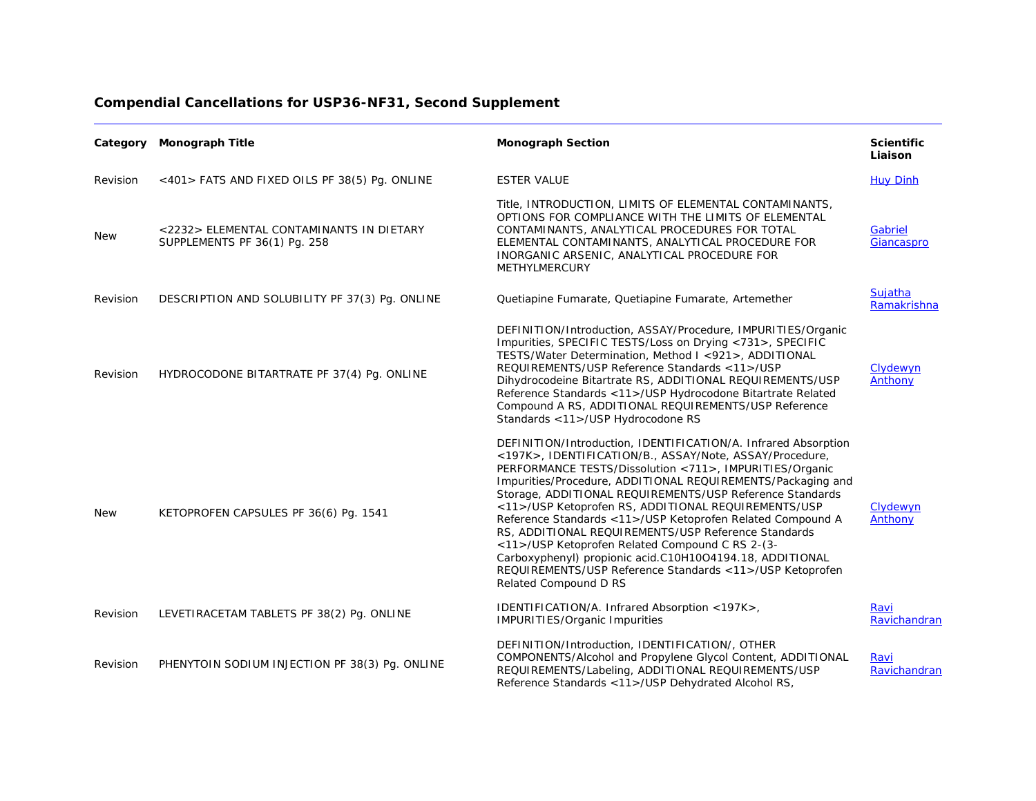## Compendial Cancellations for USP36-NF31, Second Supplement

| Category | Monograph Title | Monograph Section | Scientific Liaison |
|---|---|---|---|
| Revision | <401> FATS AND FIXED OILS PF 38(5) Pg. ONLINE | ESTER VALUE | Huy Dinh |
| New | <2232> ELEMENTAL CONTAMINANTS IN DIETARY SUPPLEMENTS PF 36(1) Pg. 258 | Title, INTRODUCTION, LIMITS OF ELEMENTAL CONTAMINANTS, OPTIONS FOR COMPLIANCE WITH THE LIMITS OF ELEMENTAL CONTAMINANTS, ANALYTICAL PROCEDURES FOR TOTAL ELEMENTAL CONTAMINANTS, ANALYTICAL PROCEDURE FOR INORGANIC ARSENIC, ANALYTICAL PROCEDURE FOR METHYLMERCURY | Gabriel Giancaspro |
| Revision | DESCRIPTION AND SOLUBILITY PF 37(3) Pg. ONLINE | Quetiapine Fumarate, Quetiapine Fumarate, Artemether | Sujatha Ramakrishna |
| Revision | HYDROCODONE BITARTRATE PF 37(4) Pg. ONLINE | DEFINITION/Introduction, ASSAY/Procedure, IMPURITIES/Organic Impurities, SPECIFIC TESTS/Loss on Drying <731>, SPECIFIC TESTS/Water Determination, Method I <921>, ADDITIONAL REQUIREMENTS/USP Reference Standards <11>/USP Dihydrocodeine Bitartrate RS, ADDITIONAL REQUIREMENTS/USP Reference Standards <11>/USP Hydrocodone Bitartrate Related Compound A RS, ADDITIONAL REQUIREMENTS/USP Reference Standards <11>/USP Hydrocodone RS | Clydewyn Anthony |
| New | KETOPROFEN CAPSULES PF 36(6) Pg. 1541 | DEFINITION/Introduction, IDENTIFICATION/A. Infrared Absorption <197K>, IDENTIFICATION/B., ASSAY/Note, ASSAY/Procedure, PERFORMANCE TESTS/Dissolution <711>, IMPURITIES/Organic Impurities/Procedure, ADDITIONAL REQUIREMENTS/Packaging and Storage, ADDITIONAL REQUIREMENTS/USP Reference Standards <11>/USP Ketoprofen RS, ADDITIONAL REQUIREMENTS/USP Reference Standards <11>/USP Ketoprofen Related Compound A RS, ADDITIONAL REQUIREMENTS/USP Reference Standards <11>/USP Ketoprofen Related Compound C RS 2-(3-Carboxyphenyl) propionic acid.C10H10O4194.18, ADDITIONAL REQUIREMENTS/USP Reference Standards <11>/USP Ketoprofen Related Compound D RS | Clydewyn Anthony |
| Revision | LEVETIRACETAM TABLETS PF 38(2) Pg. ONLINE | IDENTIFICATION/A. Infrared Absorption <197K>, IMPURITIES/Organic Impurities | Ravi Ravichandran |
| Revision | PHENYTOIN SODIUM INJECTION PF 38(3) Pg. ONLINE | DEFINITION/Introduction, IDENTIFICATION/, OTHER COMPONENTS/Alcohol and Propylene Glycol Content, ADDITIONAL REQUIREMENTS/Labeling, ADDITIONAL REQUIREMENTS/USP Reference Standards <11>/USP Dehydrated Alcohol RS, | Ravi Ravichandran |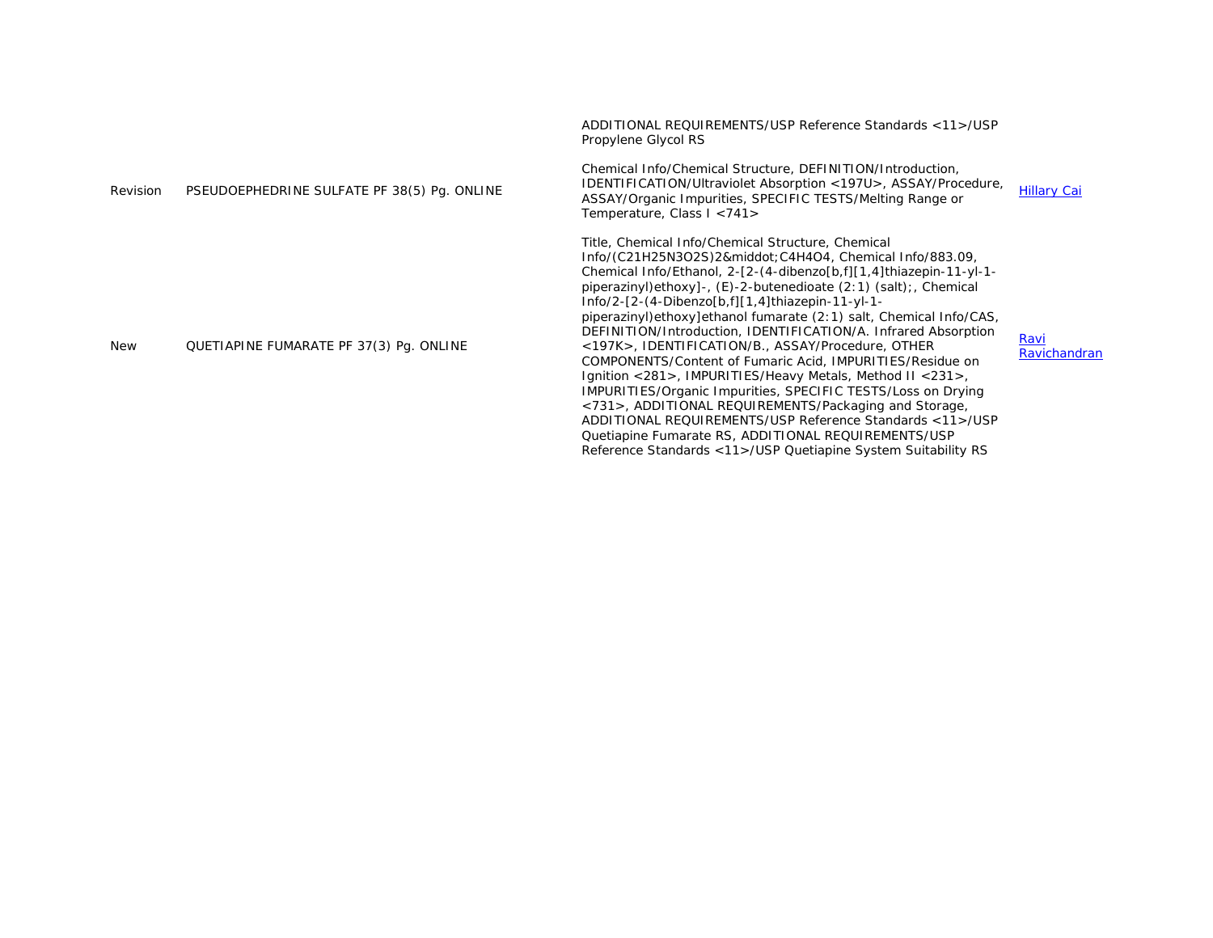| | | | |
|---|---|---|---|
| | | ADDITIONAL REQUIREMENTS/USP Reference Standards <11>/USP Propylene Glycol RS | |
| Revision | PSEUDOEPHEDRINE SULFATE PF 38(5) Pg. ONLINE | Chemical Info/Chemical Structure, DEFINITION/Introduction, IDENTIFICATION/Ultraviolet Absorption <197U>, ASSAY/Procedure, ASSAY/Organic Impurities, SPECIFIC TESTS/Melting Range or Temperature, Class I <741> | Hillary Cai |
| New | QUETIAPINE FUMARATE PF 37(3) Pg. ONLINE | Title, Chemical Info/Chemical Structure, Chemical Info/(C21H25N3O2S)2&middot;C4H4O4, Chemical Info/883.09, Chemical Info/Ethanol, 2-[2-(4-dibenzo[b,f][1,4]thiazepin-11-yl-1-piperazinyl)ethoxy]-, (E)-2-butenedioate (2:1) (salt);, Chemical Info/2-[2-(4-Dibenzo[b,f][1,4]thiazepin-11-yl-1-piperazinyl)ethoxy]ethanol fumarate (2:1) salt, Chemical Info/CAS, DEFINITION/Introduction, IDENTIFICATION/A. Infrared Absorption <197K>, IDENTIFICATION/B., ASSAY/Procedure, OTHER COMPONENTS/Content of Fumaric Acid, IMPURITIES/Residue on Ignition <281>, IMPURITIES/Heavy Metals, Method II <231>, IMPURITIES/Organic Impurities, SPECIFIC TESTS/Loss on Drying <731>, ADDITIONAL REQUIREMENTS/Packaging and Storage, ADDITIONAL REQUIREMENTS/USP Reference Standards <11>/USP Quetiapine Fumarate RS, ADDITIONAL REQUIREMENTS/USP Reference Standards <11>/USP Quetiapine System Suitability RS | Ravi Ravichandran |